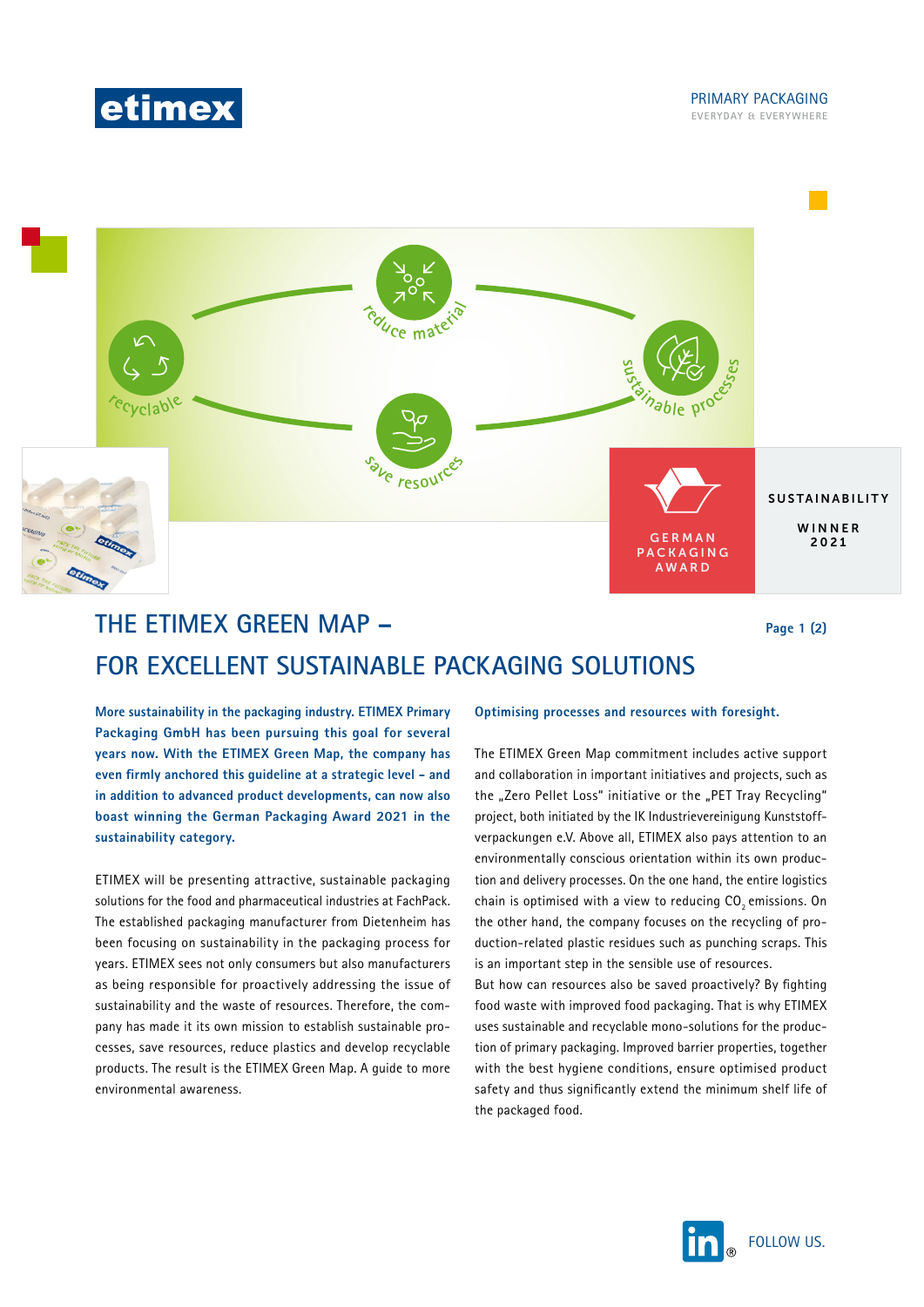PRIMARY PACKAGING
EVERYDAY & EVERYWHERE

# THE ETIMEX GREEN MAP – FOR EXCELLENT SUSTAINABLE PACKAGING SOLUTIONS

**More sustainability in the packaging industry. ETIMEX Primary Packaging GmbH has been pursuing this goal for several years now. With the ETIMEX Green Map, the company has even firmly anchored this guideline at a strategic level – and in addition to advanced product developments, can now also boast winning the German Packaging Award 2021 in the sustainability category.**

ETIMEX will be presenting attractive, sustainable packaging solutions for the food and pharmaceutical industries at FachPack. The established packaging manufacturer from Dietenheim has been focusing on sustainability in the packaging process for years. ETIMEX sees not only consumers but also manufacturers as being responsible for proactively addressing the issue of sustainability and the waste of resources. Therefore, the company has made it its own mission to establish sustainable processes, save resources, reduce plastics and develop recyclable products. The result is the ETIMEX Green Map. A guide to more environmental awareness.

## Optimising processes and resources with foresight.

The ETIMEX Green Map commitment includes active support and collaboration in important initiatives and projects, such as the „Zero Pellet Loss" initiative or the „PET Tray Recycling" project, both initiated by the IK Industrievereinigung Kunststoffverpackungen e.V. Above all, ETIMEX also pays attention to an environmentally conscious orientation within its own production and delivery processes. On the one hand, the entire logistics chain is optimised with a view to reducing $CO_2$ emissions. On the other hand, the company focuses on the recycling of production-related plastic residues such as punching scraps. This is an important step in the sensible use of resources.

But how can resources also be saved proactively? By fighting food waste with improved food packaging. That is why ETIMEX uses sustainable and recyclable mono-solutions for the production of primary packaging. Improved barrier properties, together with the best hygiene conditions, ensure optimised product safety and thus significantly extend the minimum shelf life of the packaged food.

FOLLOW US.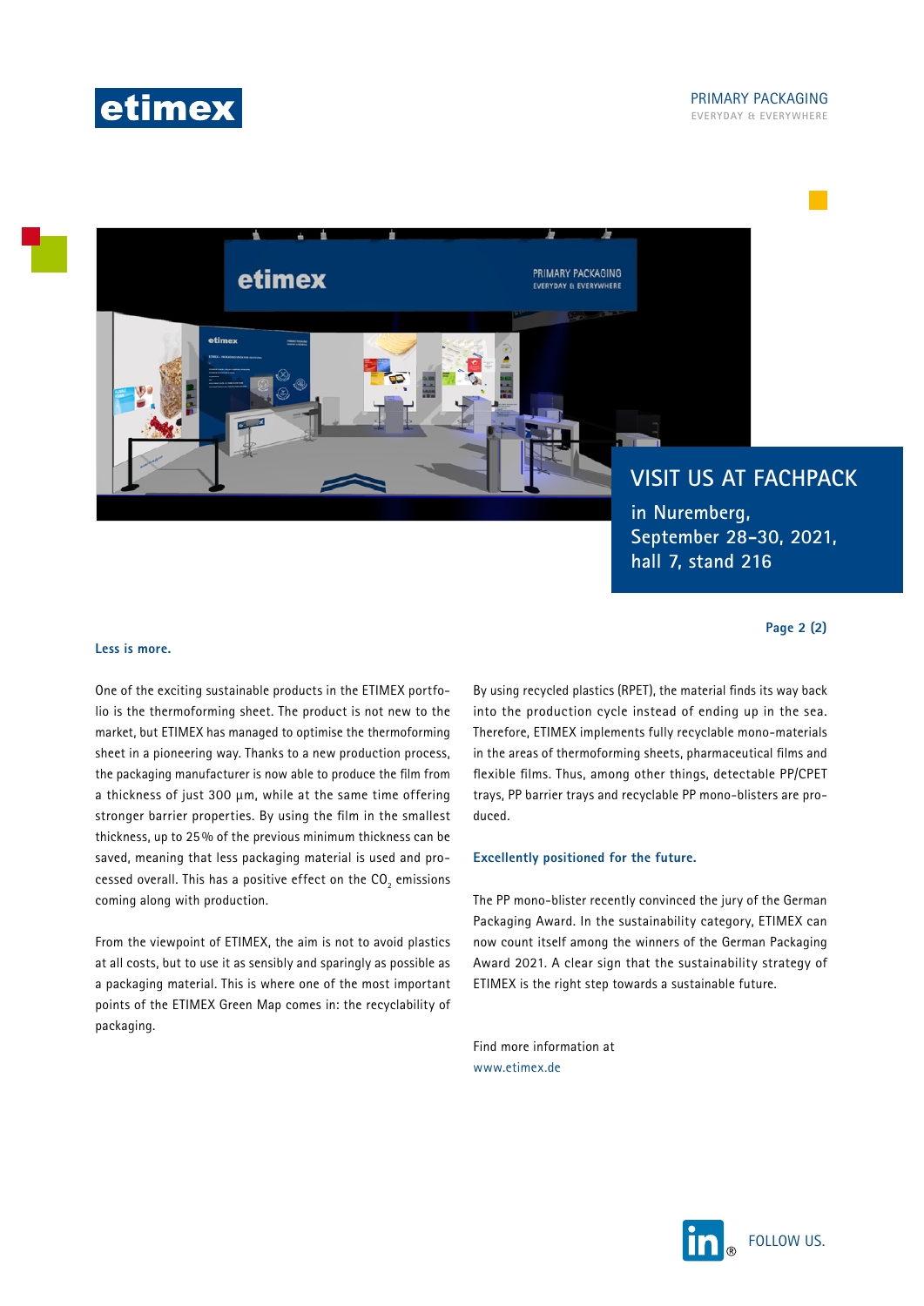## VISIT US AT FACHPACK

in Nuremberg,
September 28–30, 2021,
hall 7, stand 216

### Less is more.

One of the exciting sustainable products in the ETIMEX portfolio is the thermoforming sheet. The product is not new to the market, but ETIMEX has managed to optimise the thermoforming sheet in a pioneering way. Thanks to a new production process, the packaging manufacturer is now able to produce the film from a thickness of just 300 µm, while at the same time offering stronger barrier properties. By using the film in the smallest thickness, up to 25 % of the previous minimum thickness can be saved, meaning that less packaging material is used and processed overall. This has a positive effect on the $CO_2$ emissions coming along with production.

From the viewpoint of ETIMEX, the aim is not to avoid plastics at all costs, but to use it as sensibly and sparingly as possible as a packaging material. This is where one of the most important points of the ETIMEX Green Map comes in: the recyclability of packaging.

By using recycled plastics (RPET), the material finds its way back into the production cycle instead of ending up in the sea. Therefore, ETIMEX implements fully recyclable mono-materials in the areas of thermoforming sheets, pharmaceutical films and flexible films. Thus, among other things, detectable PP/CPET trays, PP barrier trays and recyclable PP mono-blisters are produced.

### Excellently positioned for the future.

The PP mono-blister recently convinced the jury of the German Packaging Award. In the sustainability category, ETIMEX can now count itself among the winners of the German Packaging Award 2021. A clear sign that the sustainability strategy of ETIMEX is the right step towards a sustainable future.

Find more information at
www.etimex.de

FOLLOW US.